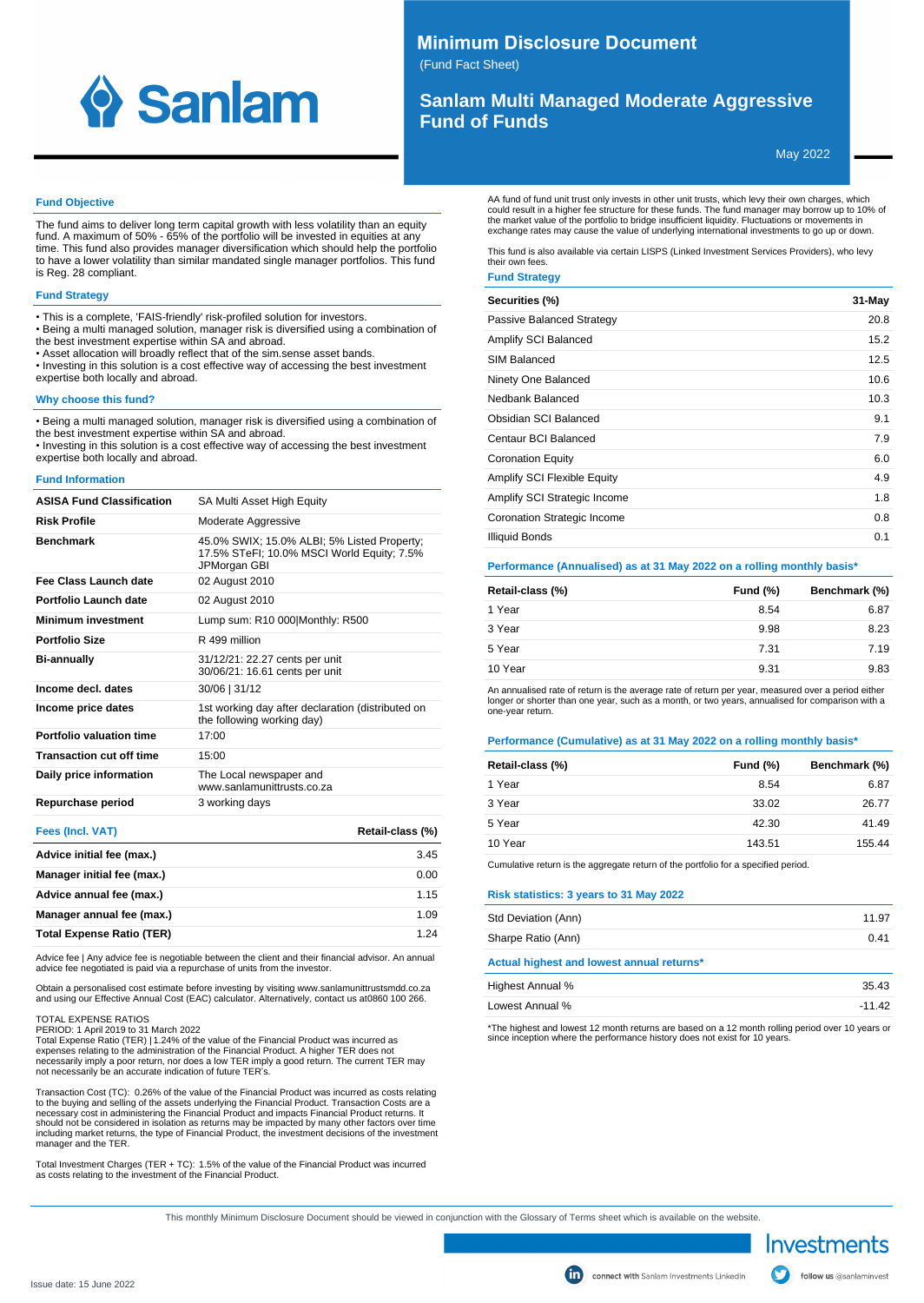# Minimum Disclosure Document

(Fund Fact Sheet)

# Sanlam Multi Managed Moderate Aggressive Fund of Funds

May 2022

## Fund Objective

The fund aims to deliver long term capital growth with less volatility than an equity fund. A maximum of 50% - 65% of the portfolio will be invested in equities at any time. This fund also provides manager diversification which should help the portfolio to have a lower volatility than similar mandated single manager portfolios. This fund is Reg. 28 compliant.

## Fund Strategy

- This is a complete, 'FAIS-friendly' risk-profiled solution for investors.
- Being a multi managed solution, manager risk is diversified using a combination of the best investment expertise within SA and abroad.
- Asset allocation will broadly reflect that of the sim.sense asset bands.
- Investing in this solution is a cost effective way of accessing the best investment expertise both locally and abroad.

## Why choose this fund?

- Being a multi managed solution, manager risk is diversified using a combination of the best investment expertise within SA and abroad.
- Investing in this solution is a cost effective way of accessing the best investment expertise both locally and abroad.

## Fund Information

| | |
|---|---|
| **ASISA Fund Classification** | SA Multi Asset High Equity |
| **Risk Profile** | Moderate Aggressive |
| **Benchmark** | 45.0% SWIX; 15.0% ALBI; 5% Listed Property; 17.5% STeFI; 10.0% MSCI World Equity; 7.5% JPMorgan GBI |
| **Fee Class Launch date** | 02 August 2010 |
| **Portfolio Launch date** | 02 August 2010 |
| **Minimum investment** | Lump sum: R10 000\|Monthly: R500 |
| **Portfolio Size** | R 499 million |
| **Bi-annually** | 31/12/21: 22.27 cents per unit<br>30/06/21: 16.61 cents per unit |
| **Income decl. dates** | 30/06 \| 31/12 |
| **Income price dates** | 1st working day after declaration (distributed on the following working day) |
| **Portfolio valuation time** | 17:00 |
| **Transaction cut off time** | 15:00 |
| **Daily price information** | The Local newspaper and www.sanlamunittrusts.co.za |
| **Repurchase period** | 3 working days |

| Fees (Incl. VAT) | Retail-class (%) |
|---|---|
| **Advice initial fee (max.)** | 3.45 |
| **Manager initial fee (max.)** | 0.00 |
| **Advice annual fee (max.)** | 1.15 |
| **Manager annual fee (max.)** | 1.09 |
| **Total Expense Ratio (TER)** | 1.24 |

Advice fee | Any advice fee is negotiable between the client and their financial advisor. An annual advice fee negotiated is paid via a repurchase of units from the investor.

Obtain a personalised cost estimate before investing by visiting www.sanlamunittrustsmdd.co.za and using our Effective Annual Cost (EAC) calculator. Alternatively, contact us at0860 100 266.

TOTAL EXPENSE RATIOS
PERIOD: 1 April 2019 to 31 March 2022
Total Expense Ratio (TER) | 1.24% of the value of the Financial Product was incurred as expenses relating to the administration of the Financial Product. A higher TER does not necessarily imply a poor return, nor does a low TER imply a good return. The current TER may not necessarily be an accurate indication of future TER's.

Transaction Cost (TC): 0.26% of the value of the Financial Product was incurred as costs relating to the buying and selling of the assets underlying the Financial Product. Transaction Costs are a necessary cost in administering the Financial Product and impacts Financial Product returns. It should not be considered in isolation as returns may be impacted by many other factors over time including market returns, the type of Financial Product, the investment decisions of the investment manager and the TER.

Total Investment Charges (TER + TC): 1.5% of the value of the Financial Product was incurred as costs relating to the investment of the Financial Product.

AA fund of fund unit trust only invests in other unit trusts, which levy their own charges, which could result in a higher fee structure for these funds. The fund manager may borrow up to 10% of the market value of the portfolio to bridge insufficient liquidity. Fluctuations or movements in exchange rates may cause the value of underlying international investments to go up or down.

This fund is also available via certain LISPS (Linked Investment Services Providers), who levy their own fees.

## Fund Strategy

| Securities (%) | 31-May |
|---|---|
| Passive Balanced Strategy | 20.8 |
| Amplify SCI Balanced | 15.2 |
| SIM Balanced | 12.5 |
| Ninety One Balanced | 10.6 |
| Nedbank Balanced | 10.3 |
| Obsidian SCI Balanced | 9.1 |
| Centaur BCI Balanced | 7.9 |
| Coronation Equity | 6.0 |
| Amplify SCI Flexible Equity | 4.9 |
| Amplify SCI Strategic Income | 1.8 |
| Coronation Strategic Income | 0.8 |
| Illiquid Bonds | 0.1 |

## Performance (Annualised) as at 31 May 2022 on a rolling monthly basis*

| Retail-class (%) | Fund (%) | Benchmark (%) |
|---|---|---|
| 1 Year | 8.54 | 6.87 |
| 3 Year | 9.98 | 8.23 |
| 5 Year | 7.31 | 7.19 |
| 10 Year | 9.31 | 9.83 |

An annualised rate of return is the average rate of return per year, measured over a period either longer or shorter than one year, such as a month, or two years, annualised for comparison with a one-year return.

## Performance (Cumulative) as at 31 May 2022 on a rolling monthly basis*

| Retail-class (%) | Fund (%) | Benchmark (%) |
|---|---|---|
| 1 Year | 8.54 | 6.87 |
| 3 Year | 33.02 | 26.77 |
| 5 Year | 42.30 | 41.49 |
| 10 Year | 143.51 | 155.44 |

Cumulative return is the aggregate return of the portfolio for a specified period.

## Risk statistics: 3 years to 31 May 2022

| | |
|---|---|
| Std Deviation (Ann) | 11.97 |
| Sharpe Ratio (Ann) | 0.41 |

## Actual highest and lowest annual returns*

| | |
|---|---|
| Highest Annual % | 35.43 |
| Lowest Annual % | -11.42 |

*The highest and lowest 12 month returns are based on a 12 month rolling period over 10 years or since inception where the performance history does not exist for 10 years.

This monthly Minimum Disclosure Document should be viewed in conjunction with the Glossary of Terms sheet which is available on the website.

Issue date: 15 June 2022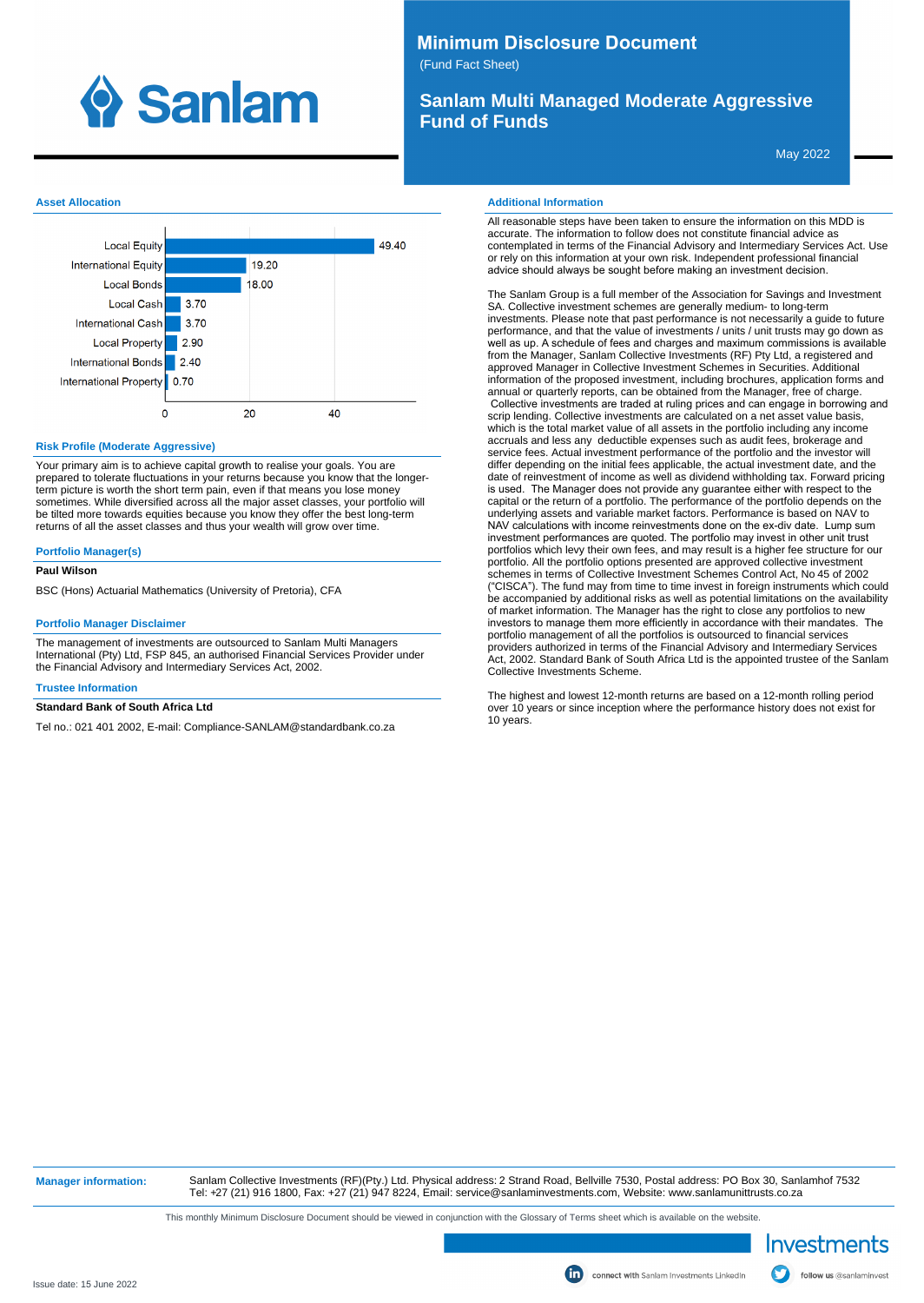# Minimum Disclosure Document

(Fund Fact Sheet)

## Sanlam Multi Managed Moderate Aggressive Fund of Funds

May 2022

### Asset Allocation

Local Equity 49.40
International Equity 19.20
Local Bonds 18.00
Local Cash 3.70
International Cash 3.70
Local Property 2.90
International Bonds 2.40
International Property 0.70

0 20 40

### Risk Profile (Moderate Aggressive)

Your primary aim is to achieve capital growth to realise your goals. You are prepared to tolerate fluctuations in your returns because you know that the longer-term picture is worth the short term pain, even if that means you lose money sometimes. While diversified across all the major asset classes, your portfolio will be tilted more towards equities because you know they offer the best long-term returns of all the asset classes and thus your wealth will grow over time.

### Portfolio Manager(s)

**Paul Wilson**

BSC (Hons) Actuarial Mathematics (University of Pretoria), CFA

### Portfolio Manager Disclaimer

The management of investments are outsourced to Sanlam Multi Managers International (Pty) Ltd, FSP 845, an authorised Financial Services Provider under the Financial Advisory and Intermediary Services Act, 2002.

### Trustee Information

**Standard Bank of South Africa Ltd**

Tel no.: 021 401 2002, E-mail: Compliance-SANLAM@standardbank.co.za

### Additional Information

All reasonable steps have been taken to ensure the information on this MDD is accurate. The information to follow does not constitute financial advice as contemplated in terms of the Financial Advisory and Intermediary Services Act. Use or rely on this information at your own risk. Independent professional financial advice should always be sought before making an investment decision.

The Sanlam Group is a full member of the Association for Savings and Investment SA. Collective investment schemes are generally medium- to long-term investments. Please note that past performance is not necessarily a guide to future performance, and that the value of investments / units / unit trusts may go down as well as up. A schedule of fees and charges and maximum commissions is available from the Manager, Sanlam Collective Investments (RF) Pty Ltd, a registered and approved Manager in Collective Investment Schemes in Securities. Additional information of the proposed investment, including brochures, application forms and annual or quarterly reports, can be obtained from the Manager, free of charge. Collective investments are traded at ruling prices and can engage in borrowing and scrip lending. Collective investments are calculated on a net asset value basis, which is the total market value of all assets in the portfolio including any income accruals and less any deductible expenses such as audit fees, brokerage and service fees. Actual investment performance of the portfolio and the investor will differ depending on the initial fees applicable, the actual investment date, and the date of reinvestment of income as well as dividend withholding tax. Forward pricing is used. The Manager does not provide any guarantee either with respect to the capital or the return of a portfolio. The performance of the portfolio depends on the underlying assets and variable market factors. Performance is based on NAV to NAV calculations with income reinvestments done on the ex-div date. Lump sum investment performances are quoted. The portfolio may invest in other unit trust portfolios which levy their own fees, and may result is a higher fee structure for our portfolio. All the portfolio options presented are approved collective investment schemes in terms of Collective Investment Schemes Control Act, No 45 of 2002 ("CISCA"). The fund may from time to time invest in foreign instruments which could be accompanied by additional risks as well as potential limitations on the availability of market information. The Manager has the right to close any portfolios to new investors to manage them more efficiently in accordance with their mandates. The portfolio management of all the portfolios is outsourced to financial services providers authorized in terms of the Financial Advisory and Intermediary Services Act, 2002. Standard Bank of South Africa Ltd is the appointed trustee of the Sanlam Collective Investments Scheme.

The highest and lowest 12-month returns are based on a 12-month rolling period over 10 years or since inception where the performance history does not exist for 10 years.

**Manager information:** Sanlam Collective Investments (RF)(Pty.) Ltd. Physical address: 2 Strand Road, Bellville 7530, Postal address: PO Box 30, Sanlamhof 7532
Tel: +27 (21) 916 1800, Fax: +27 (21) 947 8224, Email: service@sanlaminvestments.com, Website: www.sanlamunittrusts.co.za

This monthly Minimum Disclosure Document should be viewed in conjunction with the Glossary of Terms sheet which is available on the website.

Investments

connect with Sanlam Investments LinkedIn    follow us @sanlaminvest

Issue date: 15 June 2022